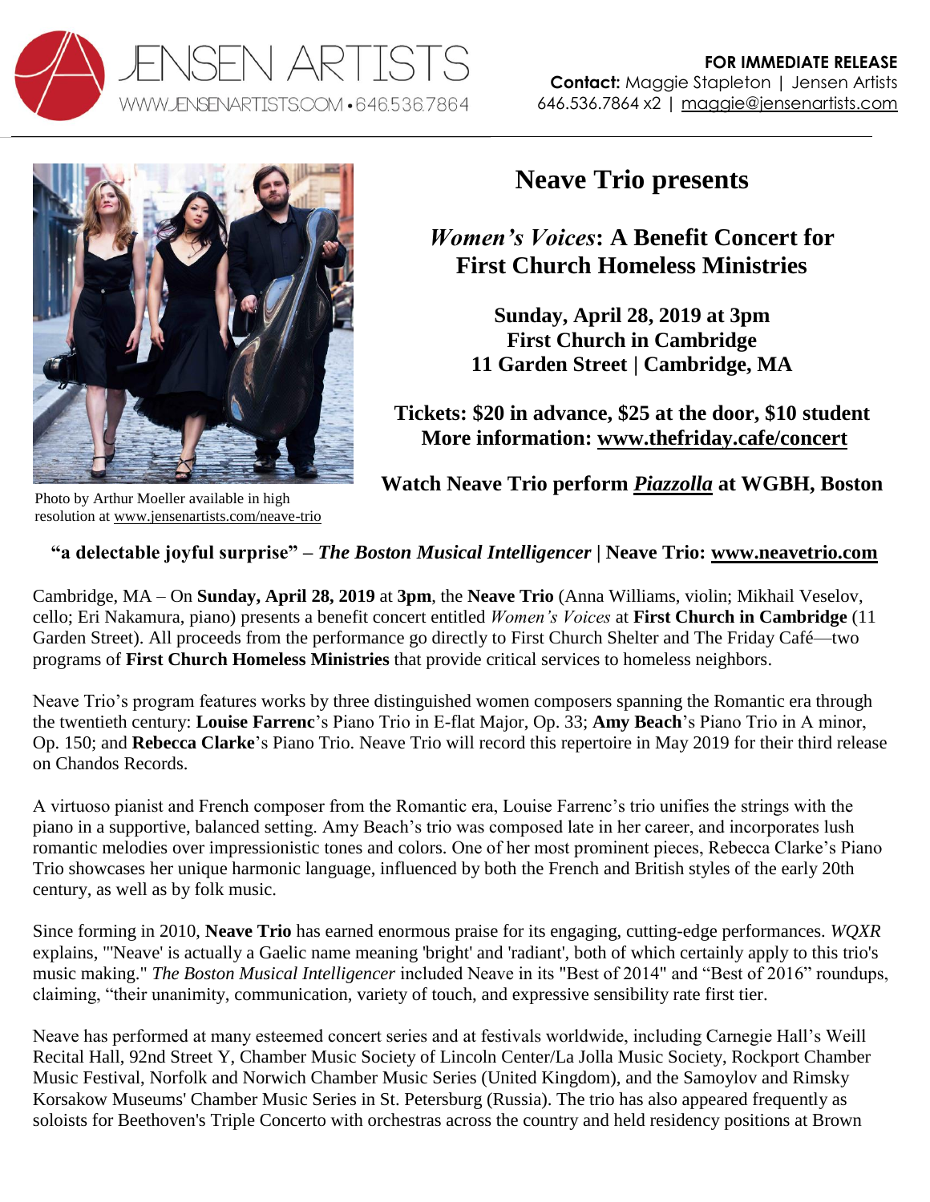JENSEN ARTISTS
WWW.JENSENARTISTS.COM • 646.536.7864

**FOR IMMEDIATE RELEASE**
**Contact:** Maggie Stapleton | Jensen Artists
646.536.7864 x2 | maggie@jensenartists.com

Photo by Arthur Moeller available in high resolution at www.jensenartists.com/neave-trio

# Neave Trio presents

## *Women's Voices*: A Benefit Concert for First Church Homeless Ministries

**Sunday, April 28, 2019 at 3pm**
**First Church in Cambridge**
**11 Garden Street | Cambridge, MA**

**Tickets: $20 in advance, $25 at the door, $10 student**
**More information: www.thefriday.cafe/concert**

**Watch Neave Trio perform *Piazzolla* at WGBH, Boston**

**"a delectable joyful surprise" – *The Boston Musical Intelligencer* | Neave Trio: www.neavetrio.com**

Cambridge, MA – On **Sunday, April 28, 2019** at **3pm**, the **Neave Trio** (Anna Williams, violin; Mikhail Veselov, cello; Eri Nakamura, piano) presents a benefit concert entitled *Women's Voices* at **First Church in Cambridge** (11 Garden Street). All proceeds from the performance go directly to First Church Shelter and The Friday Café—two programs of **First Church Homeless Ministries** that provide critical services to homeless neighbors.

Neave Trio's program features works by three distinguished women composers spanning the Romantic era through the twentieth century: **Louise Farrenc**'s Piano Trio in E-flat Major, Op. 33; **Amy Beach**'s Piano Trio in A minor, Op. 150; and **Rebecca Clarke**'s Piano Trio. Neave Trio will record this repertoire in May 2019 for their third release on Chandos Records.

A virtuoso pianist and French composer from the Romantic era, Louise Farrenc's trio unifies the strings with the piano in a supportive, balanced setting. Amy Beach's trio was composed late in her career, and incorporates lush romantic melodies over impressionistic tones and colors. One of her most prominent pieces, Rebecca Clarke's Piano Trio showcases her unique harmonic language, influenced by both the French and British styles of the early 20th century, as well as by folk music.

Since forming in 2010, **Neave Trio** has earned enormous praise for its engaging, cutting-edge performances. *WQXR* explains, "'Neave' is actually a Gaelic name meaning 'bright' and 'radiant', both of which certainly apply to this trio's music making." *The Boston Musical Intelligencer* included Neave in its "Best of 2014" and "Best of 2016" roundups, claiming, "their unanimity, communication, variety of touch, and expressive sensibility rate first tier.

Neave has performed at many esteemed concert series and at festivals worldwide, including Carnegie Hall's Weill Recital Hall, 92nd Street Y, Chamber Music Society of Lincoln Center/La Jolla Music Society, Rockport Chamber Music Festival, Norfolk and Norwich Chamber Music Series (United Kingdom), and the Samoylov and Rimsky Korsakow Museums' Chamber Music Series in St. Petersburg (Russia). The trio has also appeared frequently as soloists for Beethoven's Triple Concerto with orchestras across the country and held residency positions at Brown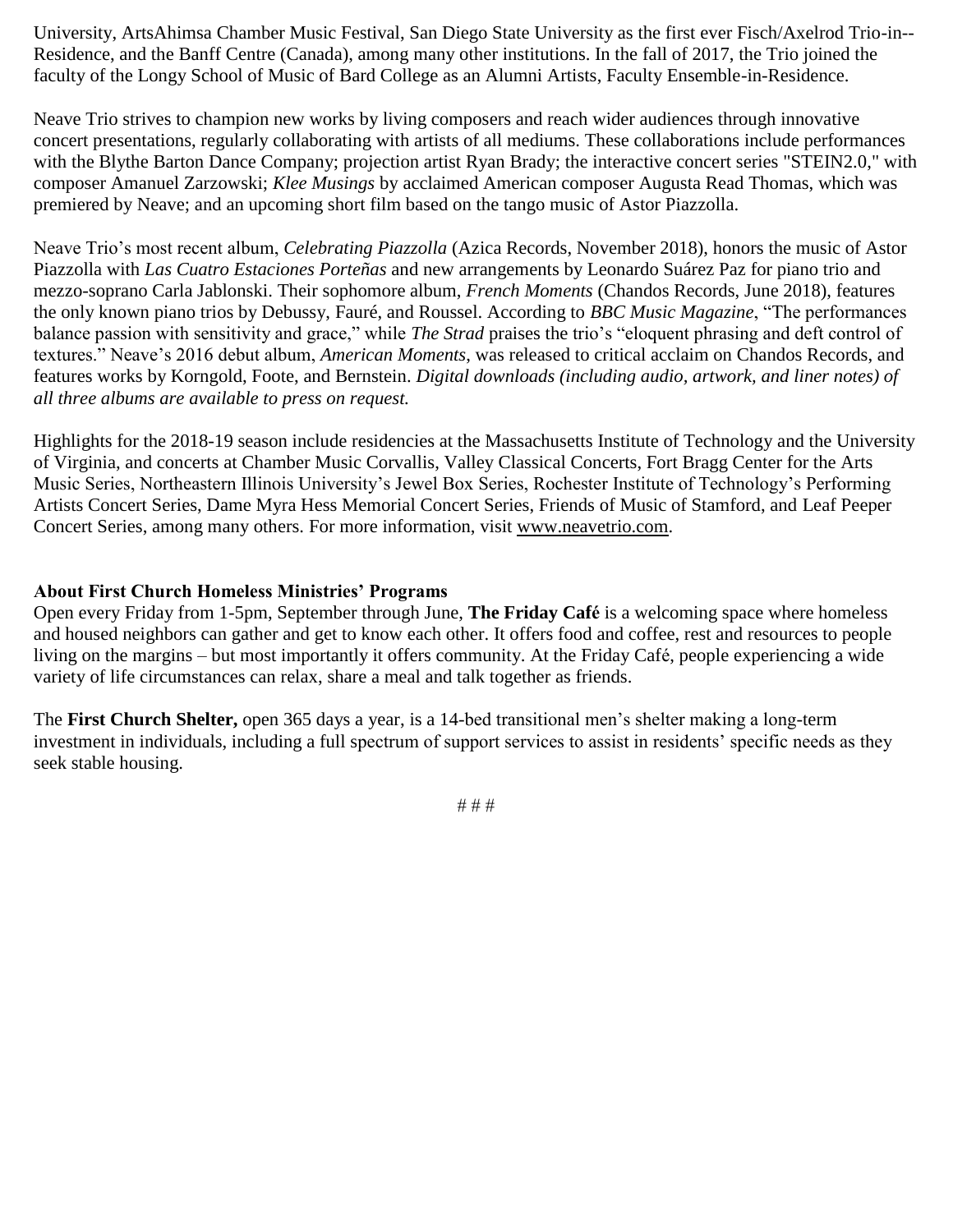University, ArtsAhimsa Chamber Music Festival, San Diego State University as the first ever Fisch/Axelrod Trio-in--Residence, and the Banff Centre (Canada), among many other institutions. In the fall of 2017, the Trio joined the faculty of the Longy School of Music of Bard College as an Alumni Artists, Faculty Ensemble-in-Residence.

Neave Trio strives to champion new works by living composers and reach wider audiences through innovative concert presentations, regularly collaborating with artists of all mediums. These collaborations include performances with the Blythe Barton Dance Company; projection artist Ryan Brady; the interactive concert series "STEIN2.0," with composer Amanuel Zarzowski; *Klee Musings* by acclaimed American composer Augusta Read Thomas, which was premiered by Neave; and an upcoming short film based on the tango music of Astor Piazzolla.

Neave Trio's most recent album, *Celebrating Piazzolla* (Azica Records, November 2018), honors the music of Astor Piazzolla with *Las Cuatro Estaciones Porteñas* and new arrangements by Leonardo Suárez Paz for piano trio and mezzo-soprano Carla Jablonski. Their sophomore album, *French Moments* (Chandos Records, June 2018), features the only known piano trios by Debussy, Fauré, and Roussel. According to *BBC Music Magazine*, "The performances balance passion with sensitivity and grace," while *The Strad* praises the trio's "eloquent phrasing and deft control of textures." Neave's 2016 debut album, *American Moments*, was released to critical acclaim on Chandos Records, and features works by Korngold, Foote, and Bernstein. *Digital downloads (including audio, artwork, and liner notes) of all three albums are available to press on request.*

Highlights for the 2018-19 season include residencies at the Massachusetts Institute of Technology and the University of Virginia, and concerts at Chamber Music Corvallis, Valley Classical Concerts, Fort Bragg Center for the Arts Music Series, Northeastern Illinois University's Jewel Box Series, Rochester Institute of Technology's Performing Artists Concert Series, Dame Myra Hess Memorial Concert Series, Friends of Music of Stamford, and Leaf Peeper Concert Series, among many others. For more information, visit www.neavetrio.com.

**About First Church Homeless Ministries' Programs**

Open every Friday from 1-5pm, September through June, **The Friday Café** is a welcoming space where homeless and housed neighbors can gather and get to know each other. It offers food and coffee, rest and resources to people living on the margins – but most importantly it offers community. At the Friday Café, people experiencing a wide variety of life circumstances can relax, share a meal and talk together as friends.

The **First Church Shelter,** open 365 days a year, is a 14-bed transitional men's shelter making a long-term investment in individuals, including a full spectrum of support services to assist in residents' specific needs as they seek stable housing.

# # #